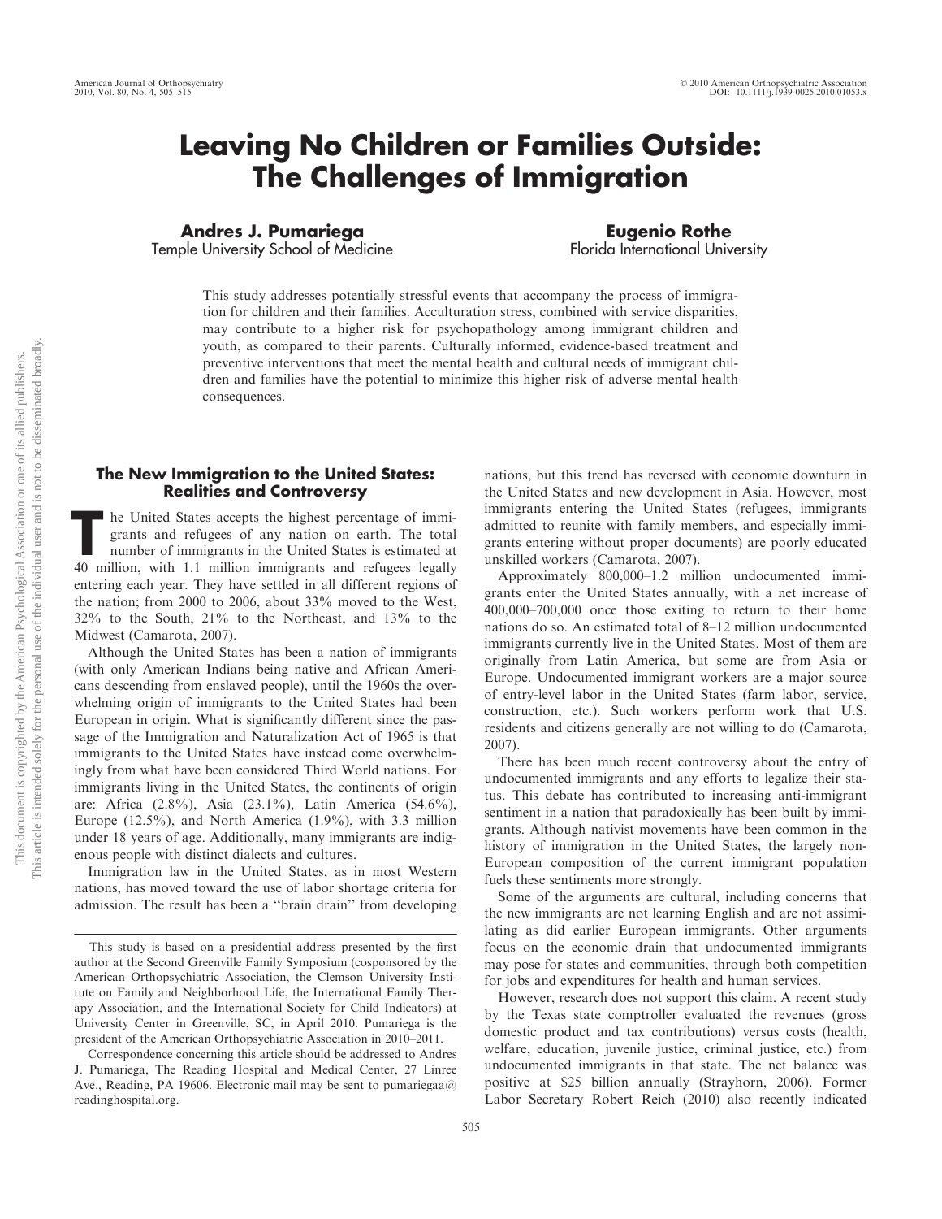# Leaving No Children or Families Outside: The Challenges of Immigration

**Andres J. Pumariega**
Temple University School of Medicine

**Eugenio Rothe**
Florida International University

This study addresses potentially stressful events that accompany the process of immigration for children and their families. Acculturation stress, combined with service disparities, may contribute to a higher risk for psychopathology among immigrant children and youth, as compared to their parents. Culturally informed, evidence-based treatment and preventive interventions that meet the mental health and cultural needs of immigrant children and families have the potential to minimize this higher risk of adverse mental health consequences.

## The New Immigration to the United States: Realities and Controversy

The United States accepts the highest percentage of immigrants and refugees of any nation on earth. The total number of immigrants in the United States is estimated at 40 million, with 1.1 million immigrants and refugees legally entering each year. They have settled in all different regions of the nation; from 2000 to 2006, about 33% moved to the West, 32% to the South, 21% to the Northeast, and 13% to the Midwest (Camarota, 2007).

Although the United States has been a nation of immigrants (with only American Indians being native and African Americans descending from enslaved people), until the 1960s the overwhelming origin of immigrants to the United States had been European in origin. What is significantly different since the passage of the Immigration and Naturalization Act of 1965 is that immigrants to the United States have instead come overwhelmingly from what have been considered Third World nations. For immigrants living in the United States, the continents of origin are: Africa (2.8%), Asia (23.1%), Latin America (54.6%), Europe (12.5%), and North America (1.9%), with 3.3 million under 18 years of age. Additionally, many immigrants are indigenous people with distinct dialects and cultures.

Immigration law in the United States, as in most Western nations, has moved toward the use of labor shortage criteria for admission. The result has been a ''brain drain'' from developing nations, but this trend has reversed with economic downturn in the United States and new development in Asia. However, most immigrants entering the United States (refugees, immigrants admitted to reunite with family members, and especially immigrants entering without proper documents) are poorly educated unskilled workers (Camarota, 2007).

Approximately 800,000–1.2 million undocumented immigrants enter the United States annually, with a net increase of 400,000–700,000 once those exiting to return to their home nations do so. An estimated total of 8–12 million undocumented immigrants currently live in the United States. Most of them are originally from Latin America, but some are from Asia or Europe. Undocumented immigrant workers are a major source of entry-level labor in the United States (farm labor, service, construction, etc.). Such workers perform work that U.S. residents and citizens generally are not willing to do (Camarota, 2007).

There has been much recent controversy about the entry of undocumented immigrants and any efforts to legalize their status. This debate has contributed to increasing anti-immigrant sentiment in a nation that paradoxically has been built by immigrants. Although nativist movements have been common in the history of immigration in the United States, the largely non-European composition of the current immigrant population fuels these sentiments more strongly.

Some of the arguments are cultural, including concerns that the new immigrants are not learning English and are not assimilating as did earlier European immigrants. Other arguments focus on the economic drain that undocumented immigrants may pose for states and communities, through both competition for jobs and expenditures for health and human services.

However, research does not support this claim. A recent study by the Texas state comptroller evaluated the revenues (gross domestic product and tax contributions) versus costs (health, welfare, education, juvenile justice, criminal justice, etc.) from undocumented immigrants in that state. The net balance was positive at $25 billion annually (Strayhorn, 2006). Former Labor Secretary Robert Reich (2010) also recently indicated

---

This study is based on a presidential address presented by the first author at the Second Greenville Family Symposium (cosponsored by the American Orthopsychiatric Association, the Clemson University Institute on Family and Neighborhood Life, the International Family Therapy Association, and the International Society for Child Indicators) at University Center in Greenville, SC, in April 2010. Pumariega is the president of the American Orthopsychiatric Association in 2010–2011.

Correspondence concerning this article should be addressed to Andres J. Pumariega, The Reading Hospital and Medical Center, 27 Linree Ave., Reading, PA 19606. Electronic mail may be sent to pumariegaa@readinghospital.org.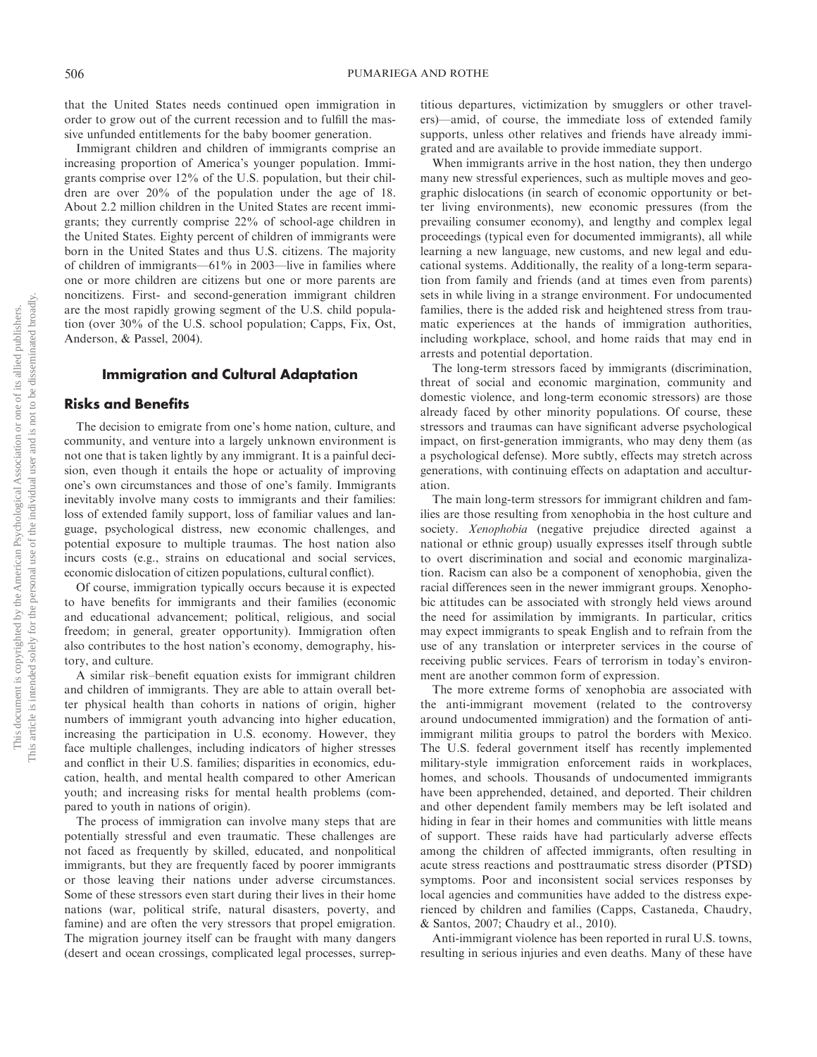that the United States needs continued open immigration in order to grow out of the current recession and to fulfill the massive unfunded entitlements for the baby boomer generation.

Immigrant children and children of immigrants comprise an increasing proportion of America's younger population. Immigrants comprise over 12% of the U.S. population, but their children are over 20% of the population under the age of 18. About 2.2 million children in the United States are recent immigrants; they currently comprise 22% of school-age children in the United States. Eighty percent of children of immigrants were born in the United States and thus U.S. citizens. The majority of children of immigrants—61% in 2003—live in families where one or more children are citizens but one or more parents are noncitizens. First- and second-generation immigrant children are the most rapidly growing segment of the U.S. child population (over 30% of the U.S. school population; Capps, Fix, Ost, Anderson, & Passel, 2004).

## Immigration and Cultural Adaptation

### Risks and Benefits

The decision to emigrate from one's home nation, culture, and community, and venture into a largely unknown environment is not one that is taken lightly by any immigrant. It is a painful decision, even though it entails the hope or actuality of improving one's own circumstances and those of one's family. Immigrants inevitably involve many costs to immigrants and their families: loss of extended family support, loss of familiar values and language, psychological distress, new economic challenges, and potential exposure to multiple traumas. The host nation also incurs costs (e.g., strains on educational and social services, economic dislocation of citizen populations, cultural conflict).

Of course, immigration typically occurs because it is expected to have benefits for immigrants and their families (economic and educational advancement; political, religious, and social freedom; in general, greater opportunity). Immigration often also contributes to the host nation's economy, demography, history, and culture.

A similar risk–benefit equation exists for immigrant children and children of immigrants. They are able to attain overall better physical health than cohorts in nations of origin, higher numbers of immigrant youth advancing into higher education, increasing the participation in U.S. economy. However, they face multiple challenges, including indicators of higher stresses and conflict in their U.S. families; disparities in economics, education, health, and mental health compared to other American youth; and increasing risks for mental health problems (compared to youth in nations of origin).

The process of immigration can involve many steps that are potentially stressful and even traumatic. These challenges are not faced as frequently by skilled, educated, and nonpolitical immigrants, but they are frequently faced by poorer immigrants or those leaving their nations under adverse circumstances. Some of these stressors even start during their lives in their home nations (war, political strife, natural disasters, poverty, and famine) and are often the very stressors that propel emigration. The migration journey itself can be fraught with many dangers (desert and ocean crossings, complicated legal processes, surreptitious departures, victimization by smugglers or other travelers)—amid, of course, the immediate loss of extended family supports, unless other relatives and friends have already immigrated and are available to provide immediate support.

When immigrants arrive in the host nation, they then undergo many new stressful experiences, such as multiple moves and geographic dislocations (in search of economic opportunity or better living environments), new economic pressures (from the prevailing consumer economy), and lengthy and complex legal proceedings (typical even for documented immigrants), all while learning a new language, new customs, and new legal and educational systems. Additionally, the reality of a long-term separation from family and friends (and at times even from parents) sets in while living in a strange environment. For undocumented families, there is the added risk and heightened stress from traumatic experiences at the hands of immigration authorities, including workplace, school, and home raids that may end in arrests and potential deportation.

The long-term stressors faced by immigrants (discrimination, threat of social and economic margination, community and domestic violence, and long-term economic stressors) are those already faced by other minority populations. Of course, these stressors and traumas can have significant adverse psychological impact, on first-generation immigrants, who may deny them (as a psychological defense). More subtly, effects may stretch across generations, with continuing effects on adaptation and acculturation.

The main long-term stressors for immigrant children and families are those resulting from xenophobia in the host culture and society. *Xenophobia* (negative prejudice directed against a national or ethnic group) usually expresses itself through subtle to overt discrimination and social and economic marginalization. Racism can also be a component of xenophobia, given the racial differences seen in the newer immigrant groups. Xenophobic attitudes can be associated with strongly held views around the need for assimilation by immigrants. In particular, critics may expect immigrants to speak English and to refrain from the use of any translation or interpreter services in the course of receiving public services. Fears of terrorism in today's environment are another common form of expression.

The more extreme forms of xenophobia are associated with the anti-immigrant movement (related to the controversy around undocumented immigration) and the formation of anti-immigrant militia groups to patrol the borders with Mexico. The U.S. federal government itself has recently implemented military-style immigration enforcement raids in workplaces, homes, and schools. Thousands of undocumented immigrants have been apprehended, detained, and deported. Their children and other dependent family members may be left isolated and hiding in fear in their homes and communities with little means of support. These raids have had particularly adverse effects among the children of affected immigrants, often resulting in acute stress reactions and posttraumatic stress disorder (PTSD) symptoms. Poor and inconsistent social services responses by local agencies and communities have added to the distress experienced by children and families (Capps, Castaneda, Chaudry, & Santos, 2007; Chaudry et al., 2010).

Anti-immigrant violence has been reported in rural U.S. towns, resulting in serious injuries and even deaths. Many of these have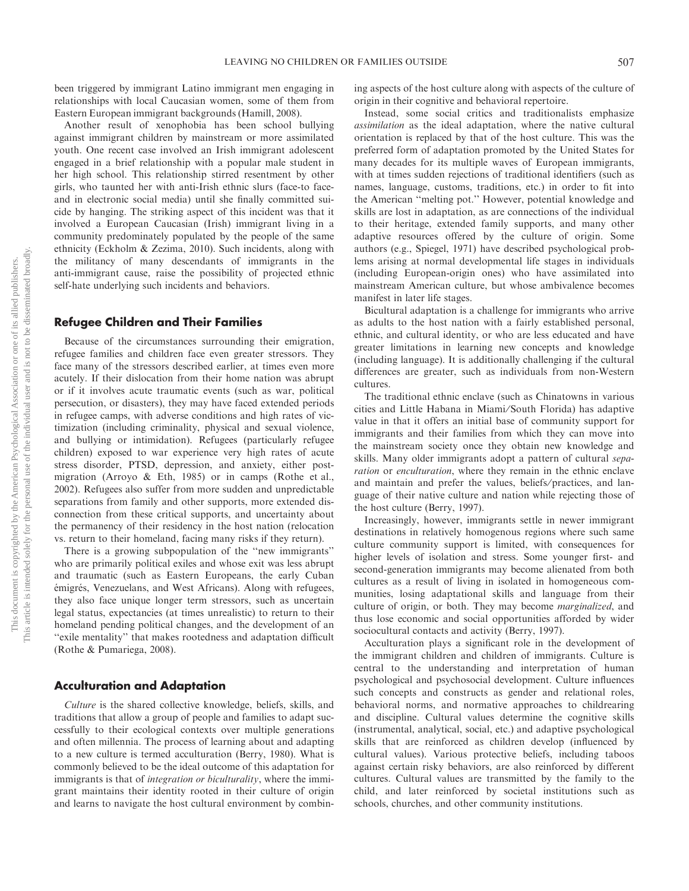been triggered by immigrant Latino immigrant men engaging in relationships with local Caucasian women, some of them from Eastern European immigrant backgrounds (Hamill, 2008).

Another result of xenophobia has been school bullying against immigrant children by mainstream or more assimilated youth. One recent case involved an Irish immigrant adolescent engaged in a brief relationship with a popular male student in her high school. This relationship stirred resentment by other girls, who taunted her with anti-Irish ethnic slurs (face-to face- and in electronic social media) until she finally committed suicide by hanging. The striking aspect of this incident was that it involved a European Caucasian (Irish) immigrant living in a community predominately populated by the people of the same ethnicity (Eckholm & Zezima, 2010). Such incidents, along with the militancy of many descendants of immigrants in the anti-immigrant cause, raise the possibility of projected ethnic self-hate underlying such incidents and behaviors.

## Refugee Children and Their Families

Because of the circumstances surrounding their emigration, refugee families and children face even greater stressors. They face many of the stressors described earlier, at times even more acutely. If their dislocation from their home nation was abrupt or if it involves acute traumatic events (such as war, political persecution, or disasters), they may have faced extended periods in refugee camps, with adverse conditions and high rates of victimization (including criminality, physical and sexual violence, and bullying or intimidation). Refugees (particularly refugee children) exposed to war experience very high rates of acute stress disorder, PTSD, depression, and anxiety, either post-migration (Arroyo & Eth, 1985) or in camps (Rothe et al., 2002). Refugees also suffer from more sudden and unpredictable separations from family and other supports, more extended disconnection from these critical supports, and uncertainty about the permanency of their residency in the host nation (relocation vs. return to their homeland, facing many risks if they return).

There is a growing subpopulation of the "new immigrants" who are primarily political exiles and whose exit was less abrupt and traumatic (such as Eastern Europeans, the early Cuban émigrés, Venezuelans, and West Africans). Along with refugees, they also face unique longer term stressors, such as uncertain legal status, expectancies (at times unrealistic) to return to their homeland pending political changes, and the development of an "exile mentality" that makes rootedness and adaptation difficult (Rothe & Pumariega, 2008).

## Acculturation and Adaptation

*Culture* is the shared collective knowledge, beliefs, skills, and traditions that allow a group of people and families to adapt successfully to their ecological contexts over multiple generations and often millennia. The process of learning about and adapting to a new culture is termed acculturation (Berry, 1980). What is commonly believed to be the ideal outcome of this adaptation for immigrants is that of *integration or biculturality*, where the immigrant maintains their identity rooted in their culture of origin and learns to navigate the host cultural environment by combining aspects of the host culture along with aspects of the culture of origin in their cognitive and behavioral repertoire.

Instead, some social critics and traditionalists emphasize *assimilation* as the ideal adaptation, where the native cultural orientation is replaced by that of the host culture. This was the preferred form of adaptation promoted by the United States for many decades for its multiple waves of European immigrants, with at times sudden rejections of traditional identifiers (such as names, language, customs, traditions, etc.) in order to fit into the American "melting pot." However, potential knowledge and skills are lost in adaptation, as are connections of the individual to their heritage, extended family supports, and many other adaptive resources offered by the culture of origin. Some authors (e.g., Spiegel, 1971) have described psychological problems arising at normal developmental life stages in individuals (including European-origin ones) who have assimilated into mainstream American culture, but whose ambivalence becomes manifest in later life stages.

Bicultural adaptation is a challenge for immigrants who arrive as adults to the host nation with a fairly established personal, ethnic, and cultural identity, or who are less educated and have greater limitations in learning new concepts and knowledge (including language). It is additionally challenging if the cultural differences are greater, such as individuals from non-Western cultures.

The traditional ethnic enclave (such as Chinatowns in various cities and Little Habana in Miami/South Florida) has adaptive value in that it offers an initial base of community support for immigrants and their families from which they can move into the mainstream society once they obtain new knowledge and skills. Many older immigrants adopt a pattern of cultural *separation* or *enculturation*, where they remain in the ethnic enclave and maintain and prefer the values, beliefs/practices, and language of their native culture and nation while rejecting those of the host culture (Berry, 1997).

Increasingly, however, immigrants settle in newer immigrant destinations in relatively homogenous regions where such same culture community support is limited, with consequences for higher levels of isolation and stress. Some younger first- and second-generation immigrants may become alienated from both cultures as a result of living in isolated in homogeneous communities, losing adaptational skills and language from their culture of origin, or both. They may become *marginalized*, and thus lose economic and social opportunities afforded by wider sociocultural contacts and activity (Berry, 1997).

Acculturation plays a significant role in the development of the immigrant children and children of immigrants. Culture is central to the understanding and interpretation of human psychological and psychosocial development. Culture influences such concepts and constructs as gender and relational roles, behavioral norms, and normative approaches to childrearing and discipline. Cultural values determine the cognitive skills (instrumental, analytical, social, etc.) and adaptive psychological skills that are reinforced as children develop (influenced by cultural values). Various protective beliefs, including taboos against certain risky behaviors, are also reinforced by different cultures. Cultural values are transmitted by the family to the child, and later reinforced by societal institutions such as schools, churches, and other community institutions.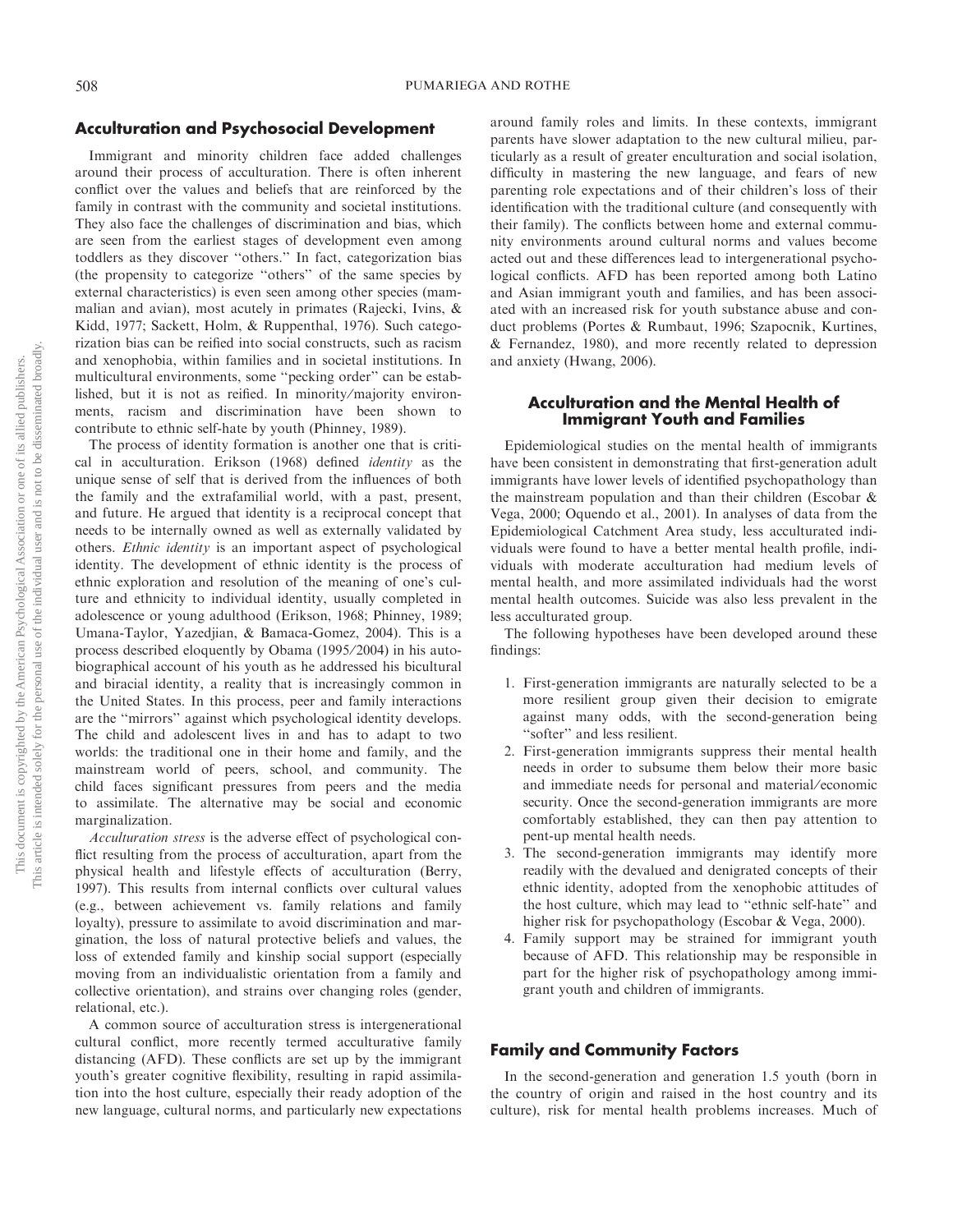## Acculturation and Psychosocial Development

Immigrant and minority children face added challenges around their process of acculturation. There is often inherent conflict over the values and beliefs that are reinforced by the family in contrast with the community and societal institutions. They also face the challenges of discrimination and bias, which are seen from the earliest stages of development even among toddlers as they discover ''others.'' In fact, categorization bias (the propensity to categorize ''others'' of the same species by external characteristics) is even seen among other species (mammalian and avian), most acutely in primates (Rajecki, Ivins, & Kidd, 1977; Sackett, Holm, & Ruppenthal, 1976). Such categorization bias can be reified into social constructs, such as racism and xenophobia, within families and in societal institutions. In multicultural environments, some ''pecking order'' can be established, but it is not as reified. In minority/majority environments, racism and discrimination have been shown to contribute to ethnic self-hate by youth (Phinney, 1989).

The process of identity formation is another one that is critical in acculturation. Erikson (1968) defined *identity* as the unique sense of self that is derived from the influences of both the family and the extrafamilial world, with a past, present, and future. He argued that identity is a reciprocal concept that needs to be internally owned as well as externally validated by others. *Ethnic identity* is an important aspect of psychological identity. The development of ethnic identity is the process of ethnic exploration and resolution of the meaning of one's culture and ethnicity to individual identity, usually completed in adolescence or young adulthood (Erikson, 1968; Phinney, 1989; Umana-Taylor, Yazedjian, & Bamaca-Gomez, 2004). This is a process described eloquently by Obama (1995/2004) in his autobiographical account of his youth as he addressed his bicultural and biracial identity, a reality that is increasingly common in the United States. In this process, peer and family interactions are the ''mirrors'' against which psychological identity develops. The child and adolescent lives in and has to adapt to two worlds: the traditional one in their home and family, and the mainstream world of peers, school, and community. The child faces significant pressures from peers and the media to assimilate. The alternative may be social and economic marginalization.

*Acculturation stress* is the adverse effect of psychological conflict resulting from the process of acculturation, apart from the physical health and lifestyle effects of acculturation (Berry, 1997). This results from internal conflicts over cultural values (e.g., between achievement vs. family relations and family loyalty), pressure to assimilate to avoid discrimination and margination, the loss of natural protective beliefs and values, the loss of extended family and kinship social support (especially moving from an individualistic orientation from a family and collective orientation), and strains over changing roles (gender, relational, etc.).

A common source of acculturation stress is intergenerational cultural conflict, more recently termed acculturative family distancing (AFD). These conflicts are set up by the immigrant youth's greater cognitive flexibility, resulting in rapid assimilation into the host culture, especially their ready adoption of the new language, cultural norms, and particularly new expectations around family roles and limits. In these contexts, immigrant parents have slower adaptation to the new cultural milieu, particularly as a result of greater enculturation and social isolation, difficulty in mastering the new language, and fears of new parenting role expectations and of their children's loss of their identification with the traditional culture (and consequently with their family). The conflicts between home and external community environments around cultural norms and values become acted out and these differences lead to intergenerational psychological conflicts. AFD has been reported among both Latino and Asian immigrant youth and families, and has been associated with an increased risk for youth substance abuse and conduct problems (Portes & Rumbaut, 1996; Szapocnik, Kurtines, & Fernandez, 1980), and more recently related to depression and anxiety (Hwang, 2006).

## Acculturation and the Mental Health of Immigrant Youth and Families

Epidemiological studies on the mental health of immigrants have been consistent in demonstrating that first-generation adult immigrants have lower levels of identified psychopathology than the mainstream population and than their children (Escobar & Vega, 2000; Oquendo et al., 2001). In analyses of data from the Epidemiological Catchment Area study, less acculturated individuals were found to have a better mental health profile, individuals with moderate acculturation had medium levels of mental health, and more assimilated individuals had the worst mental health outcomes. Suicide was also less prevalent in the less acculturated group.

The following hypotheses have been developed around these findings:

1. First-generation immigrants are naturally selected to be a more resilient group given their decision to emigrate against many odds, with the second-generation being ''softer'' and less resilient.
2. First-generation immigrants suppress their mental health needs in order to subsume them below their more basic and immediate needs for personal and material/economic security. Once the second-generation immigrants are more comfortably established, they can then pay attention to pent-up mental health needs.
3. The second-generation immigrants may identify more readily with the devalued and denigrated concepts of their ethnic identity, adopted from the xenophobic attitudes of the host culture, which may lead to ''ethnic self-hate'' and higher risk for psychopathology (Escobar & Vega, 2000).
4. Family support may be strained for immigrant youth because of AFD. This relationship may be responsible in part for the higher risk of psychopathology among immigrant youth and children of immigrants.

## Family and Community Factors

In the second-generation and generation 1.5 youth (born in the country of origin and raised in the host country and its culture), risk for mental health problems increases. Much of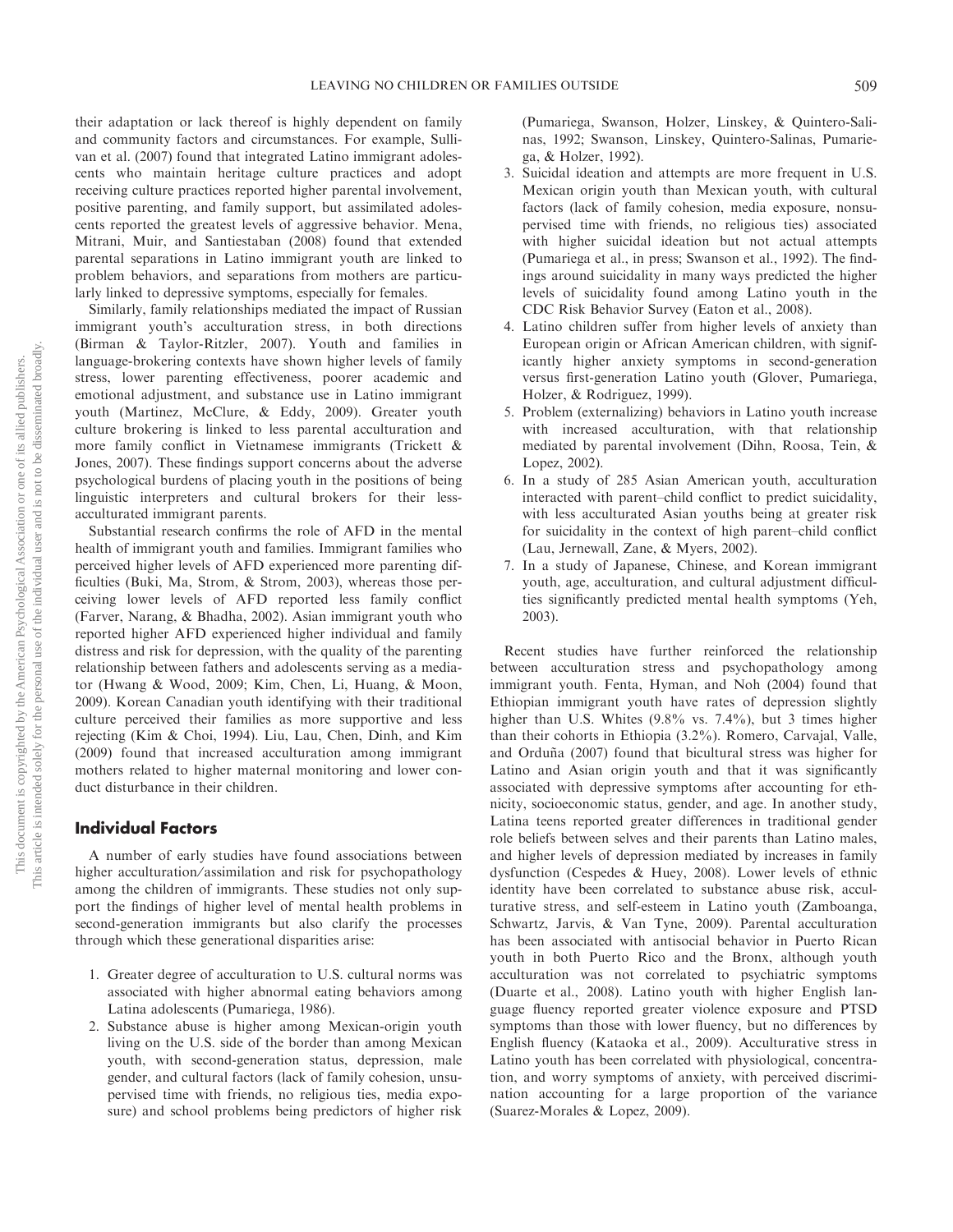their adaptation or lack thereof is highly dependent on family and community factors and circumstances. For example, Sullivan et al. (2007) found that integrated Latino immigrant adolescents who maintain heritage culture practices and adopt receiving culture practices reported higher parental involvement, positive parenting, and family support, but assimilated adolescents reported the greatest levels of aggressive behavior. Mena, Mitrani, Muir, and Santiestaban (2008) found that extended parental separations in Latino immigrant youth are linked to problem behaviors, and separations from mothers are particularly linked to depressive symptoms, especially for females.

Similarly, family relationships mediated the impact of Russian immigrant youth's acculturation stress, in both directions (Birman & Taylor-Ritzler, 2007). Youth and families in language-brokering contexts have shown higher levels of family stress, lower parenting effectiveness, poorer academic and emotional adjustment, and substance use in Latino immigrant youth (Martinez, McClure, & Eddy, 2009). Greater youth culture brokering is linked to less parental acculturation and more family conflict in Vietnamese immigrants (Trickett & Jones, 2007). These findings support concerns about the adverse psychological burdens of placing youth in the positions of being linguistic interpreters and cultural brokers for their less-acculturated immigrant parents.

Substantial research confirms the role of AFD in the mental health of immigrant youth and families. Immigrant families who perceived higher levels of AFD experienced more parenting difficulties (Buki, Ma, Strom, & Strom, 2003), whereas those perceiving lower levels of AFD reported less family conflict (Farver, Narang, & Bhadha, 2002). Asian immigrant youth who reported higher AFD experienced higher individual and family distress and risk for depression, with the quality of the parenting relationship between fathers and adolescents serving as a mediator (Hwang & Wood, 2009; Kim, Chen, Li, Huang, & Moon, 2009). Korean Canadian youth identifying with their traditional culture perceived their families as more supportive and less rejecting (Kim & Choi, 1994). Liu, Lau, Chen, Dinh, and Kim (2009) found that increased acculturation among immigrant mothers related to higher maternal monitoring and lower conduct disturbance in their children.

## Individual Factors

A number of early studies have found associations between higher acculturation/assimilation and risk for psychopathology among the children of immigrants. These studies not only support the findings of higher level of mental health problems in second-generation immigrants but also clarify the processes through which these generational disparities arise:

1. Greater degree of acculturation to U.S. cultural norms was associated with higher abnormal eating behaviors among Latina adolescents (Pumariega, 1986).
2. Substance abuse is higher among Mexican-origin youth living on the U.S. side of the border than among Mexican youth, with second-generation status, depression, male gender, and cultural factors (lack of family cohesion, unsupervised time with friends, no religious ties, media exposure) and school problems being predictors of higher risk (Pumariega, Swanson, Holzer, Linskey, & Quintero-Salinas, 1992; Swanson, Linskey, Quintero-Salinas, Pumariega, & Holzer, 1992).
3. Suicidal ideation and attempts are more frequent in U.S. Mexican origin youth than Mexican youth, with cultural factors (lack of family cohesion, media exposure, nonsupervised time with friends, no religious ties) associated with higher suicidal ideation but not actual attempts (Pumariega et al., in press; Swanson et al., 1992). The findings around suicidality in many ways predicted the higher levels of suicidality found among Latino youth in the CDC Risk Behavior Survey (Eaton et al., 2008).
4. Latino children suffer from higher levels of anxiety than European origin or African American children, with significantly higher anxiety symptoms in second-generation versus first-generation Latino youth (Glover, Pumariega, Holzer, & Rodriguez, 1999).
5. Problem (externalizing) behaviors in Latino youth increase with increased acculturation, with that relationship mediated by parental involvement (Dihn, Roosa, Tein, & Lopez, 2002).
6. In a study of 285 Asian American youth, acculturation interacted with parent–child conflict to predict suicidality, with less acculturated Asian youths being at greater risk for suicidality in the context of high parent–child conflict (Lau, Jernewall, Zane, & Myers, 2002).
7. In a study of Japanese, Chinese, and Korean immigrant youth, age, acculturation, and cultural adjustment difficulties significantly predicted mental health symptoms (Yeh, 2003).

Recent studies have further reinforced the relationship between acculturation stress and psychopathology among immigrant youth. Fenta, Hyman, and Noh (2004) found that Ethiopian immigrant youth have rates of depression slightly higher than U.S. Whites (9.8% vs. 7.4%), but 3 times higher than their cohorts in Ethiopia (3.2%). Romero, Carvajal, Valle, and Orduña (2007) found that bicultural stress was higher for Latino and Asian origin youth and that it was significantly associated with depressive symptoms after accounting for ethnicity, socioeconomic status, gender, and age. In another study, Latina teens reported greater differences in traditional gender role beliefs between selves and their parents than Latino males, and higher levels of depression mediated by increases in family dysfunction (Cespedes & Huey, 2008). Lower levels of ethnic identity have been correlated to substance abuse risk, acculturative stress, and self-esteem in Latino youth (Zamboanga, Schwartz, Jarvis, & Van Tyne, 2009). Parental acculturation has been associated with antisocial behavior in Puerto Rican youth in both Puerto Rico and the Bronx, although youth acculturation was not correlated to psychiatric symptoms (Duarte et al., 2008). Latino youth with higher English language fluency reported greater violence exposure and PTSD symptoms than those with lower fluency, but no differences by English fluency (Kataoka et al., 2009). Acculturative stress in Latino youth has been correlated with physiological, concentration, and worry symptoms of anxiety, with perceived discrimination accounting for a large proportion of the variance (Suarez-Morales & Lopez, 2009).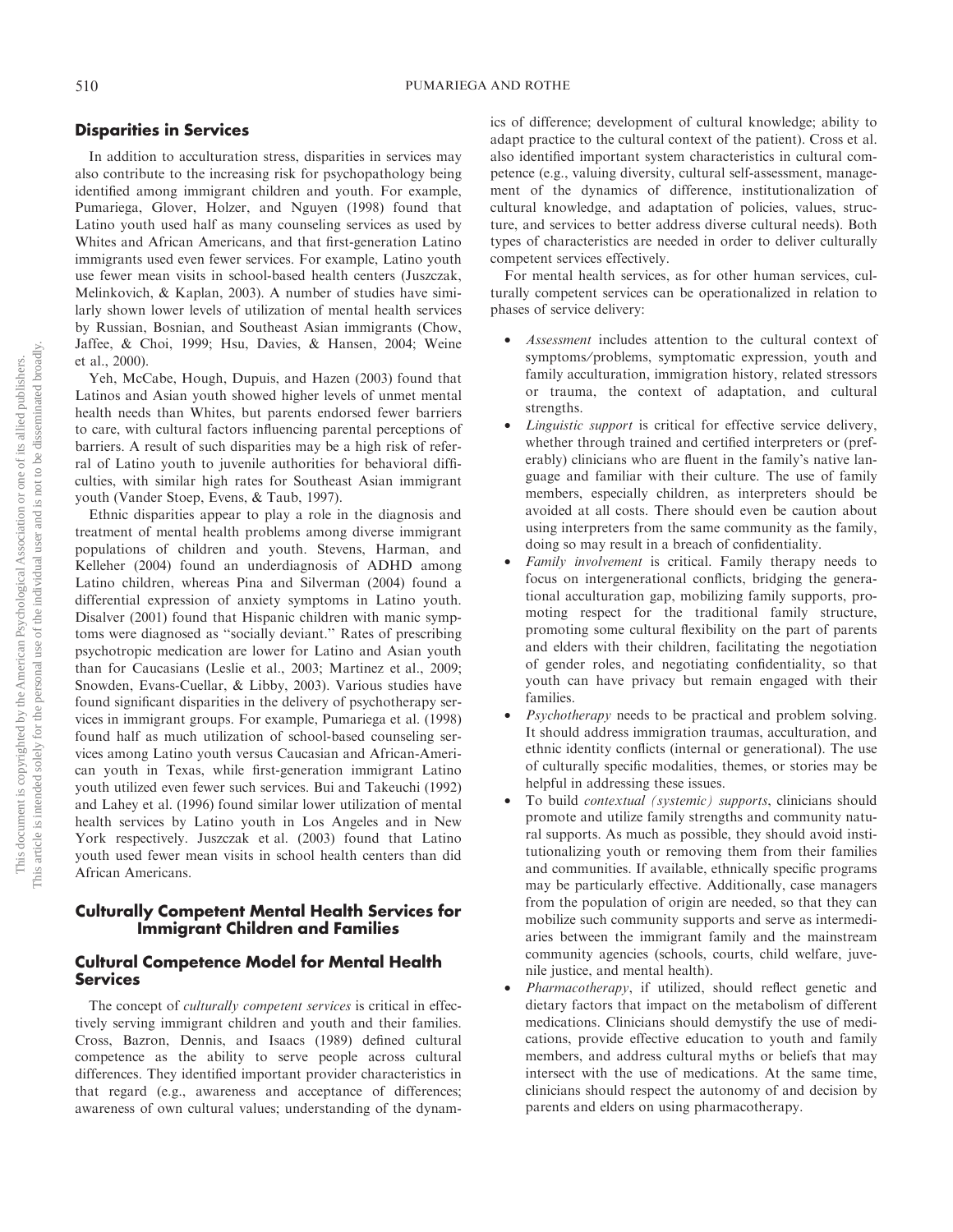## Disparities in Services

In addition to acculturation stress, disparities in services may also contribute to the increasing risk for psychopathology being identified among immigrant children and youth. For example, Pumariega, Glover, Holzer, and Nguyen (1998) found that Latino youth used half as many counseling services as used by Whites and African Americans, and that first-generation Latino immigrants used even fewer services. For example, Latino youth use fewer mean visits in school-based health centers (Juszczak, Melinkovich, & Kaplan, 2003). A number of studies have similarly shown lower levels of utilization of mental health services by Russian, Bosnian, and Southeast Asian immigrants (Chow, Jaffee, & Choi, 1999; Hsu, Davies, & Hansen, 2004; Weine et al., 2000).

Yeh, McCabe, Hough, Dupuis, and Hazen (2003) found that Latinos and Asian youth showed higher levels of unmet mental health needs than Whites, but parents endorsed fewer barriers to care, with cultural factors influencing parental perceptions of barriers. A result of such disparities may be a high risk of referral of Latino youth to juvenile authorities for behavioral difficulties, with similar high rates for Southeast Asian immigrant youth (Vander Stoep, Evens, & Taub, 1997).

Ethnic disparities appear to play a role in the diagnosis and treatment of mental health problems among diverse immigrant populations of children and youth. Stevens, Harman, and Kelleher (2004) found an underdiagnosis of ADHD among Latino children, whereas Pina and Silverman (2004) found a differential expression of anxiety symptoms in Latino youth. Disalver (2001) found that Hispanic children with manic symptoms were diagnosed as "socially deviant." Rates of prescribing psychotropic medication are lower for Latino and Asian youth than for Caucasians (Leslie et al., 2003; Martinez et al., 2009; Snowden, Evans-Cuellar, & Libby, 2003). Various studies have found significant disparities in the delivery of psychotherapy services in immigrant groups. For example, Pumariega et al. (1998) found half as much utilization of school-based counseling services among Latino youth versus Caucasian and African-American youth in Texas, while first-generation immigrant Latino youth utilized even fewer such services. Bui and Takeuchi (1992) and Lahey et al. (1996) found similar lower utilization of mental health services by Latino youth in Los Angeles and in New York respectively. Juszczak et al. (2003) found that Latino youth used fewer mean visits in school health centers than did African Americans.

## Culturally Competent Mental Health Services for Immigrant Children and Families

### Cultural Competence Model for Mental Health Services

The concept of *culturally competent services* is critical in effectively serving immigrant children and youth and their families. Cross, Bazron, Dennis, and Isaacs (1989) defined cultural competence as the ability to serve people across cultural differences. They identified important provider characteristics in that regard (e.g., awareness and acceptance of differences; awareness of own cultural values; understanding of the dynamics of difference; development of cultural knowledge; ability to adapt practice to the cultural context of the patient). Cross et al. also identified important system characteristics in cultural competence (e.g., valuing diversity, cultural self-assessment, management of the dynamics of difference, institutionalization of cultural knowledge, and adaptation of policies, values, structure, and services to better address diverse cultural needs). Both types of characteristics are needed in order to deliver culturally competent services effectively.

For mental health services, as for other human services, culturally competent services can be operationalized in relation to phases of service delivery:

- *Assessment* includes attention to the cultural context of symptoms/problems, symptomatic expression, youth and family acculturation, immigration history, related stressors or trauma, the context of adaptation, and cultural strengths.
- *Linguistic support* is critical for effective service delivery, whether through trained and certified interpreters or (preferably) clinicians who are fluent in the family's native language and familiar with their culture. The use of family members, especially children, as interpreters should be avoided at all costs. There should even be caution about using interpreters from the same community as the family, doing so may result in a breach of confidentiality.
- *Family involvement* is critical. Family therapy needs to focus on intergenerational conflicts, bridging the generational acculturation gap, mobilizing family supports, promoting respect for the traditional family structure, promoting some cultural flexibility on the part of parents and elders with their children, facilitating the negotiation of gender roles, and negotiating confidentiality, so that youth can have privacy but remain engaged with their families.
- *Psychotherapy* needs to be practical and problem solving. It should address immigration traumas, acculturation, and ethnic identity conflicts (internal or generational). The use of culturally specific modalities, themes, or stories may be helpful in addressing these issues.
- To build *contextual (systemic) supports*, clinicians should promote and utilize family strengths and community natural supports. As much as possible, they should avoid institutionalizing youth or removing them from their families and communities. If available, ethnically specific programs may be particularly effective. Additionally, case managers from the population of origin are needed, so that they can mobilize such community supports and serve as intermediaries between the immigrant family and the mainstream community agencies (schools, courts, child welfare, juvenile justice, and mental health).
- *Pharmacotherapy*, if utilized, should reflect genetic and dietary factors that impact on the metabolism of different medications. Clinicians should demystify the use of medications, provide effective education to youth and family members, and address cultural myths or beliefs that may intersect with the use of medications. At the same time, clinicians should respect the autonomy of and decision by parents and elders on using pharmacotherapy.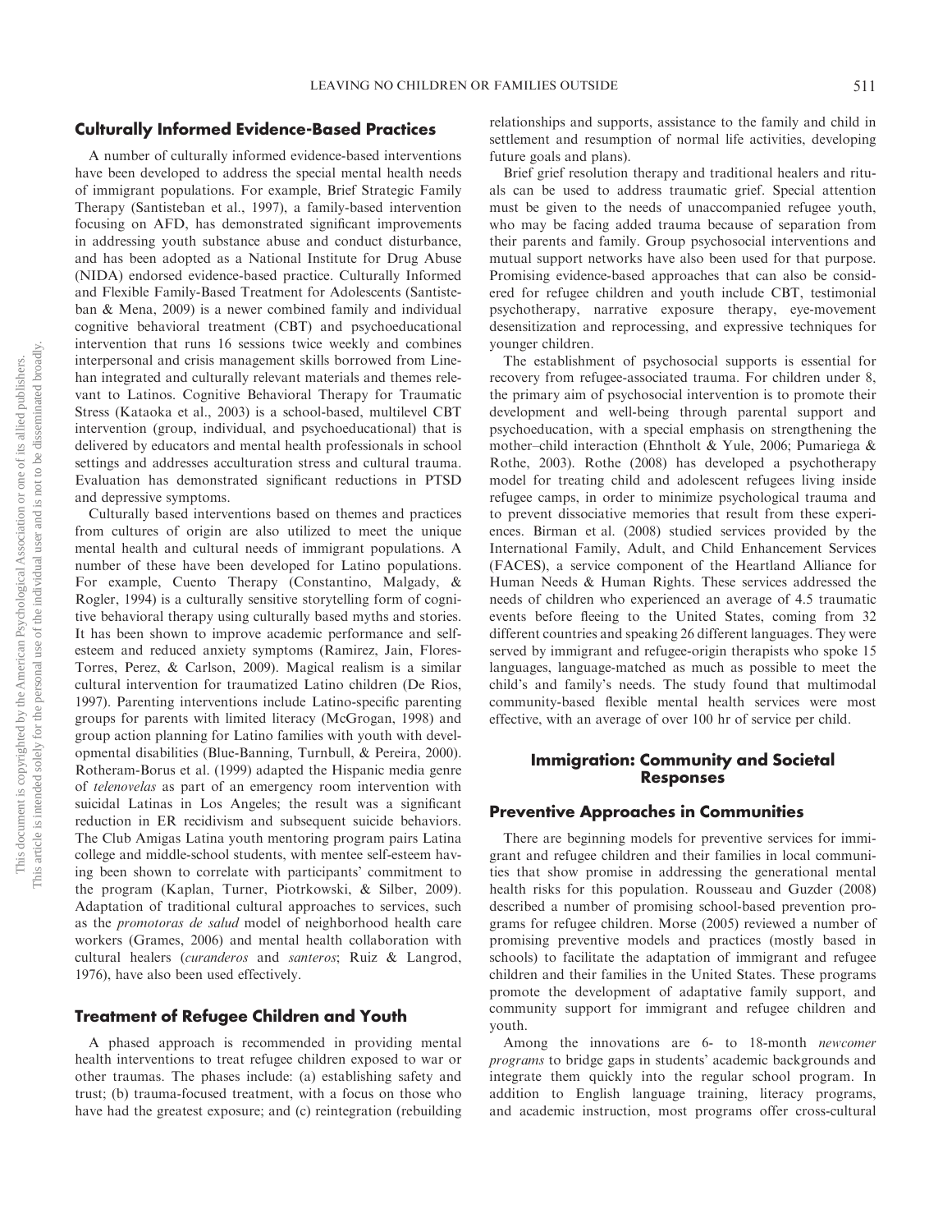## Culturally Informed Evidence-Based Practices

A number of culturally informed evidence-based interventions have been developed to address the special mental health needs of immigrant populations. For example, Brief Strategic Family Therapy (Santisteban et al., 1997), a family-based intervention focusing on AFD, has demonstrated significant improvements in addressing youth substance abuse and conduct disturbance, and has been adopted as a National Institute for Drug Abuse (NIDA) endorsed evidence-based practice. Culturally Informed and Flexible Family-Based Treatment for Adolescents (Santisteban & Mena, 2009) is a newer combined family and individual cognitive behavioral treatment (CBT) and psychoeducational intervention that runs 16 sessions twice weekly and combines interpersonal and crisis management skills borrowed from Linehan integrated and culturally relevant materials and themes relevant to Latinos. Cognitive Behavioral Therapy for Traumatic Stress (Kataoka et al., 2003) is a school-based, multilevel CBT intervention (group, individual, and psychoeducational) that is delivered by educators and mental health professionals in school settings and addresses acculturation stress and cultural trauma. Evaluation has demonstrated significant reductions in PTSD and depressive symptoms.

Culturally based interventions based on themes and practices from cultures of origin are also utilized to meet the unique mental health and cultural needs of immigrant populations. A number of these have been developed for Latino populations. For example, Cuento Therapy (Constantino, Malgady, & Rogler, 1994) is a culturally sensitive storytelling form of cognitive behavioral therapy using culturally based myths and stories. It has been shown to improve academic performance and self-esteem and reduced anxiety symptoms (Ramirez, Jain, Flores-Torres, Perez, & Carlson, 2009). Magical realism is a similar cultural intervention for traumatized Latino children (De Rios, 1997). Parenting interventions include Latino-specific parenting groups for parents with limited literacy (McGrogan, 1998) and group action planning for Latino families with youth with developmental disabilities (Blue-Banning, Turnbull, & Pereira, 2000). Rotheram-Borus et al. (1999) adapted the Hispanic media genre of *telenovelas* as part of an emergency room intervention with suicidal Latinas in Los Angeles; the result was a significant reduction in ER recidivism and subsequent suicide behaviors. The Club Amigas Latina youth mentoring program pairs Latina college and middle-school students, with mentee self-esteem having been shown to correlate with participants' commitment to the program (Kaplan, Turner, Piotrkowski, & Silber, 2009). Adaptation of traditional cultural approaches to services, such as the *promotoras de salud* model of neighborhood health care workers (Grames, 2006) and mental health collaboration with cultural healers (*curanderos* and *santeros*; Ruiz & Langrod, 1976), have also been used effectively.

## Treatment of Refugee Children and Youth

A phased approach is recommended in providing mental health interventions to treat refugee children exposed to war or other traumas. The phases include: (a) establishing safety and trust; (b) trauma-focused treatment, with a focus on those who have had the greatest exposure; and (c) reintegration (rebuilding relationships and supports, assistance to the family and child in settlement and resumption of normal life activities, developing future goals and plans).

Brief grief resolution therapy and traditional healers and rituals can be used to address traumatic grief. Special attention must be given to the needs of unaccompanied refugee youth, who may be facing added trauma because of separation from their parents and family. Group psychosocial interventions and mutual support networks have also been used for that purpose. Promising evidence-based approaches that can also be considered for refugee children and youth include CBT, testimonial psychotherapy, narrative exposure therapy, eye-movement desensitization and reprocessing, and expressive techniques for younger children.

The establishment of psychosocial supports is essential for recovery from refugee-associated trauma. For children under 8, the primary aim of psychosocial intervention is to promote their development and well-being through parental support and psychoeducation, with a special emphasis on strengthening the mother–child interaction (Ehntholt & Yule, 2006; Pumariega & Rothe, 2003). Rothe (2008) has developed a psychotherapy model for treating child and adolescent refugees living inside refugee camps, in order to minimize psychological trauma and to prevent dissociative memories that result from these experiences. Birman et al. (2008) studied services provided by the International Family, Adult, and Child Enhancement Services (FACES), a service component of the Heartland Alliance for Human Needs & Human Rights. These services addressed the needs of children who experienced an average of 4.5 traumatic events before fleeing to the United States, coming from 32 different countries and speaking 26 different languages. They were served by immigrant and refugee-origin therapists who spoke 15 languages, language-matched as much as possible to meet the child's and family's needs. The study found that multimodal community-based flexible mental health services were most effective, with an average of over 100 hr of service per child.

# Immigration: Community and Societal Responses

## Preventive Approaches in Communities

There are beginning models for preventive services for immigrant and refugee children and their families in local communities that show promise in addressing the generational mental health risks for this population. Rousseau and Guzder (2008) described a number of promising school-based prevention programs for refugee children. Morse (2005) reviewed a number of promising preventive models and practices (mostly based in schools) to facilitate the adaptation of immigrant and refugee children and their families in the United States. These programs promote the development of adaptative family support, and community support for immigrant and refugee children and youth.

Among the innovations are 6- to 18-month *newcomer programs* to bridge gaps in students' academic backgrounds and integrate them quickly into the regular school program. In addition to English language training, literacy programs, and academic instruction, most programs offer cross-cultural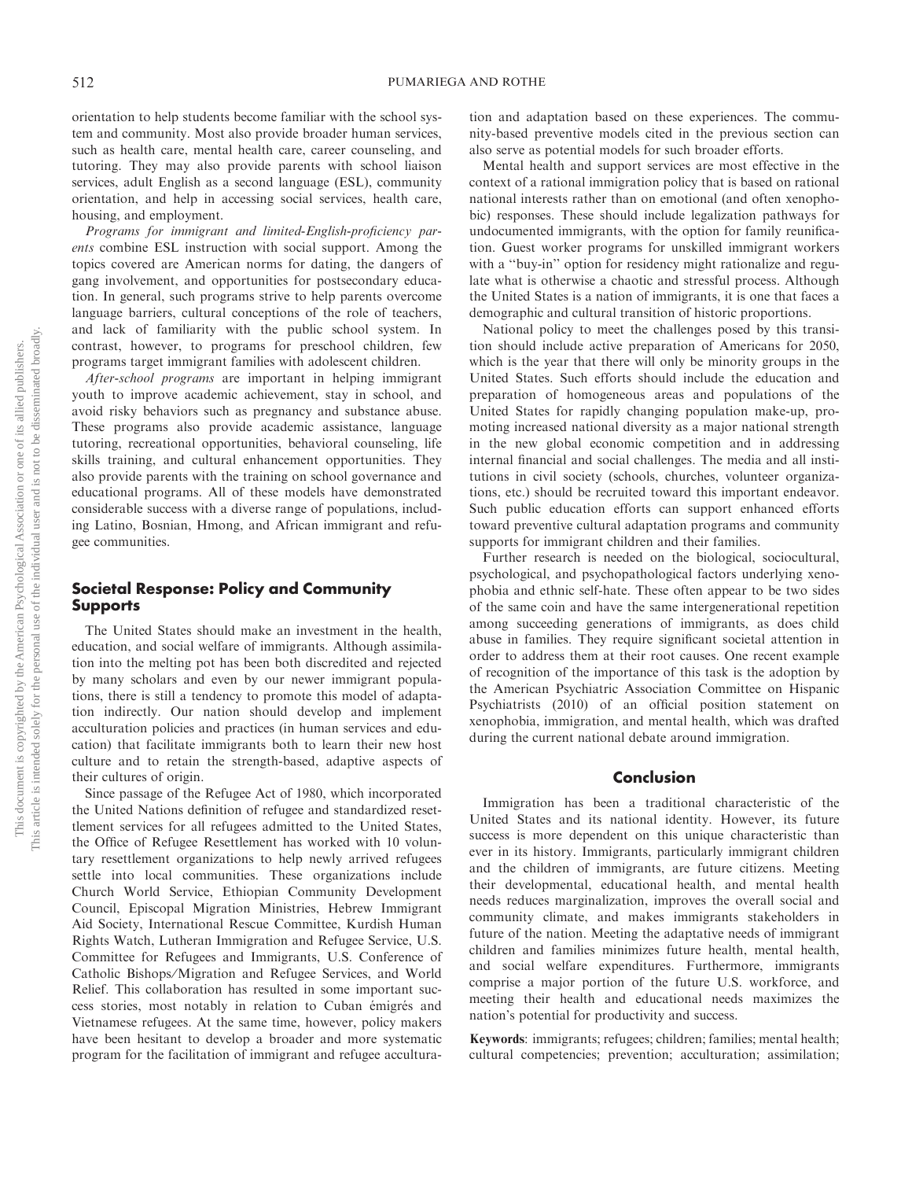orientation to help students become familiar with the school system and community. Most also provide broader human services, such as health care, mental health care, career counseling, and tutoring. They may also provide parents with school liaison services, adult English as a second language (ESL), community orientation, and help in accessing social services, health care, housing, and employment.

*Programs for immigrant and limited-English-proficiency parents* combine ESL instruction with social support. Among the topics covered are American norms for dating, the dangers of gang involvement, and opportunities for postsecondary education. In general, such programs strive to help parents overcome language barriers, cultural conceptions of the role of teachers, and lack of familiarity with the public school system. In contrast, however, to programs for preschool children, few programs target immigrant families with adolescent children.

*After-school programs* are important in helping immigrant youth to improve academic achievement, stay in school, and avoid risky behaviors such as pregnancy and substance abuse. These programs also provide academic assistance, language tutoring, recreational opportunities, behavioral counseling, life skills training, and cultural enhancement opportunities. They also provide parents with the training on school governance and educational programs. All of these models have demonstrated considerable success with a diverse range of populations, including Latino, Bosnian, Hmong, and African immigrant and refugee communities.

## Societal Response: Policy and Community Supports

The United States should make an investment in the health, education, and social welfare of immigrants. Although assimilation into the melting pot has been both discredited and rejected by many scholars and even by our newer immigrant populations, there is still a tendency to promote this model of adaptation indirectly. Our nation should develop and implement acculturation policies and practices (in human services and education) that facilitate immigrants both to learn their new host culture and to retain the strength-based, adaptive aspects of their cultures of origin.

Since passage of the Refugee Act of 1980, which incorporated the United Nations definition of refugee and standardized resettlement services for all refugees admitted to the United States, the Office of Refugee Resettlement has worked with 10 voluntary resettlement organizations to help newly arrived refugees settle into local communities. These organizations include Church World Service, Ethiopian Community Development Council, Episcopal Migration Ministries, Hebrew Immigrant Aid Society, International Rescue Committee, Kurdish Human Rights Watch, Lutheran Immigration and Refugee Service, U.S. Committee for Refugees and Immigrants, U.S. Conference of Catholic Bishops/Migration and Refugee Services, and World Relief. This collaboration has resulted in some important success stories, most notably in relation to Cuban émigrés and Vietnamese refugees. At the same time, however, policy makers have been hesitant to develop a broader and more systematic program for the facilitation of immigrant and refugee acculturation and adaptation based on these experiences. The community-based preventive models cited in the previous section can also serve as potential models for such broader efforts.

Mental health and support services are most effective in the context of a rational immigration policy that is based on rational national interests rather than on emotional (and often xenophobic) responses. These should include legalization pathways for undocumented immigrants, with the option for family reunification. Guest worker programs for unskilled immigrant workers with a "buy-in" option for residency might rationalize and regulate what is otherwise a chaotic and stressful process. Although the United States is a nation of immigrants, it is one that faces a demographic and cultural transition of historic proportions.

National policy to meet the challenges posed by this transition should include active preparation of Americans for 2050, which is the year that there will only be minority groups in the United States. Such efforts should include the education and preparation of homogeneous areas and populations of the United States for rapidly changing population make-up, promoting increased national diversity as a major national strength in the new global economic competition and in addressing internal financial and social challenges. The media and all institutions in civil society (schools, churches, volunteer organizations, etc.) should be recruited toward this important endeavor. Such public education efforts can support enhanced efforts toward preventive cultural adaptation programs and community supports for immigrant children and their families.

Further research is needed on the biological, sociocultural, psychological, and psychopathological factors underlying xenophobia and ethnic self-hate. These often appear to be two sides of the same coin and have the same intergenerational repetition among succeeding generations of immigrants, as does child abuse in families. They require significant societal attention in order to address them at their root causes. One recent example of recognition of the importance of this task is the adoption by the American Psychiatric Association Committee on Hispanic Psychiatrists (2010) of an official position statement on xenophobia, immigration, and mental health, which was drafted during the current national debate around immigration.

## Conclusion

Immigration has been a traditional characteristic of the United States and its national identity. However, its future success is more dependent on this unique characteristic than ever in its history. Immigrants, particularly immigrant children and the children of immigrants, are future citizens. Meeting their developmental, educational health, and mental health needs reduces marginalization, improves the overall social and community climate, and makes immigrants stakeholders in future of the nation. Meeting the adaptative needs of immigrant children and families minimizes future health, mental health, and social welfare expenditures. Furthermore, immigrants comprise a major portion of the future U.S. workforce, and meeting their health and educational needs maximizes the nation's potential for productivity and success.

**Keywords**: immigrants; refugees; children; families; mental health; cultural competencies; prevention; acculturation; assimilation;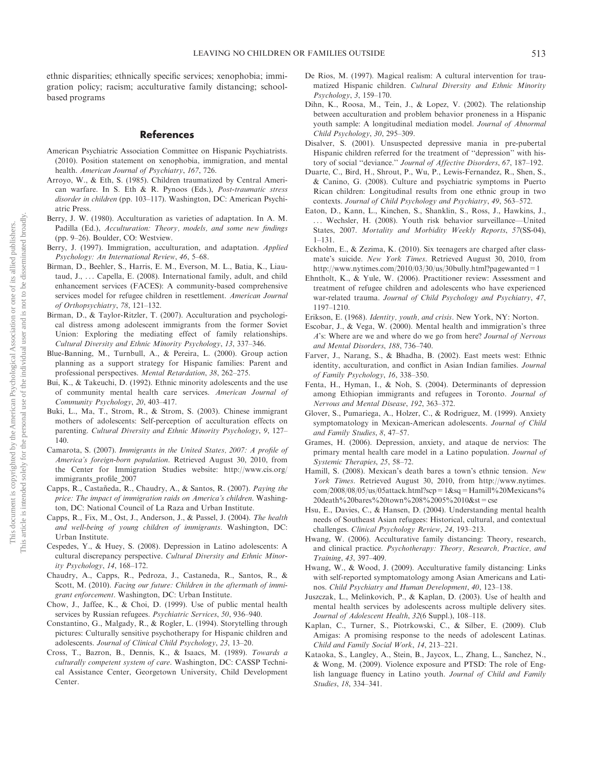ethnic disparities; ethnically specific services; xenophobia; immigration policy; racism; acculturative family distancing; school-based programs

## References

American Psychiatric Association Committee on Hispanic Psychiatrists. (2010). Position statement on xenophobia, immigration, and mental health. *American Journal of Psychiatry*, *167*, 726.

Arroyo, W., & Eth, S. (1985). Children traumatized by Central American warfare. In S. Eth & R. Pynoos (Eds.), *Post-traumatic stress disorder in children* (pp. 103–117). Washington, DC: American Psychiatric Press.

Berry, J. W. (1980). Acculturation as varieties of adaptation. In A. M. Padilla (Ed.), *Acculturation: Theory, models, and some new findings* (pp. 9–26). Boulder, CO: Westview.

Berry, J. (1997). Immigration, acculturation, and adaptation. *Applied Psychology: An International Review*, *46*, 5–68.

Birman, D., Beehler, S., Harris, E. M., Everson, M. L., Batia, K., Liautaud, J., … Capella, E. (2008). International family, adult, and child enhancement services (FACES): A community-based comprehensive services model for refugee children in resettlement. *American Journal of Orthopsychiatry*, *78*, 121–132.

Birman, D., & Taylor-Ritzler, T. (2007). Acculturation and psychological distress among adolescent immigrants from the former Soviet Union: Exploring the mediating effect of family relationships. *Cultural Diversity and Ethnic Minority Psychology*, *13*, 337–346.

Blue-Banning, M., Turnbull, A., & Pereira, L. (2000). Group action planning as a support strategy for Hispanic families: Parent and professional perspectives. *Mental Retardation*, *38*, 262–275.

Bui, K., & Takeuchi, D. (1992). Ethnic minority adolescents and the use of community mental health care services. *American Journal of Community Psychology*, *20*, 403–417.

Buki, L., Ma, T., Strom, R., & Strom, S. (2003). Chinese immigrant mothers of adolescents: Self-perception of acculturation effects on parenting. *Cultural Diversity and Ethnic Minority Psychology*, *9*, 127–140.

Camarota, S. (2007). *Immigrants in the United States, 2007: A profile of America's foreign-born population*. Retrieved August 30, 2010, from the Center for Immigration Studies website: http://www.cis.org/immigrants_profile_2007

Capps, R., Castañeda, R., Chaudry, A., & Santos, R. (2007). *Paying the price: The impact of immigration raids on America's children*. Washington, DC: National Council of La Raza and Urban Institute.

Capps, R., Fix, M., Ost, J., Anderson, J., & Passel, J. (2004). *The health and well-being of young children of immigrants*. Washington, DC: Urban Institute.

Cespedes, Y., & Huey, S. (2008). Depression in Latino adolescents: A cultural discrepancy perspective. *Cultural Diversity and Ethnic Minority Psychology*, *14*, 168–172.

Chaudry, A., Capps, R., Pedroza, J., Castaneda, R., Santos, R., & Scott, M. (2010). *Facing our future: Children in the aftermath of immigrant enforcement*. Washington, DC: Urban Institute.

Chow, J., Jaffee, K., & Choi, D. (1999). Use of public mental health services by Russian refugees. *Psychiatric Services*, *50*, 936–940.

Constantino, G., Malgady, R., & Rogler, L. (1994). Storytelling through pictures: Culturally sensitive psychotherapy for Hispanic children and adolescents. *Journal of Clinical Child Psychology*, *23*, 13–20.

Cross, T., Bazron, B., Dennis, K., & Isaacs, M. (1989). *Towards a culturally competent system of care*. Washington, DC: CASSP Technical Assistance Center, Georgetown University, Child Development Center.

De Rios, M. (1997). Magical realism: A cultural intervention for traumatized Hispanic children. *Cultural Diversity and Ethnic Minority Psychology*, *3*, 159–170.

Dihn, K., Roosa, M., Tein, J., & Lopez, V. (2002). The relationship between acculturation and problem behavior proneness in a Hispanic youth sample: A longitudinal mediation model. *Journal of Abnormal Child Psychology*, *30*, 295–309.

Disalver, S. (2001). Unsuspected depressive mania in pre-pubertal Hispanic children referred for the treatment of "depression" with history of social "deviance." *Journal of Affective Disorders*, *67*, 187–192.

Duarte, C., Bird, H., Shrout, P., Wu, P., Lewis-Fernandez, R., Shen, S., & Canino, G. (2008). Culture and psychiatric symptoms in Puerto Rican children: Longitudinal results from one ethnic group in two contexts. *Journal of Child Psychology and Psychiatry*, *49*, 563–572.

Eaton, D., Kann, L., Kinchen, S., Shanklin, S., Ross, J., Hawkins, J., … Wechsler, H. (2008). Youth risk behavior surveillance—United States, 2007. *Mortality and Morbidity Weekly Reports*, *57*(SS-04), 1–131.

Eckholm, E., & Zezima, K. (2010). Six teenagers are charged after classmate's suicide. *New York Times*. Retrieved August 30, 2010, from http://www.nytimes.com/2010/03/30/us/30bully.html?pagewanted = 1

Ehntholt, K., & Yule, W. (2006). Practitioner review: Assessment and treatment of refugee children and adolescents who have experienced war-related trauma. *Journal of Child Psychology and Psychiatry*, *47*, 1197–1210.

Erikson, E. (1968). *Identity, youth, and crisis*. New York, NY: Norton.

Escobar, J., & Vega, W. (2000). Mental health and immigration's three *A*'s: Where are we and where do we go from here? *Journal of Nervous and Mental Disorders*, *188*, 736–740.

Farver, J., Narang, S., & Bhadha, B. (2002). East meets west: Ethnic identity, acculturation, and conflict in Asian Indian families. *Journal of Family Psychology*, *16*, 338–350.

Fenta, H., Hyman, I., & Noh, S. (2004). Determinants of depression among Ethiopian immigrants and refugees in Toronto. *Journal of Nervous and Mental Disease*, *192*, 363–372.

Glover, S., Pumariega, A., Holzer, C., & Rodriguez, M. (1999). Anxiety symptomatology in Mexican-American adolescents. *Journal of Child and Family Studies*, *8*, 47–57.

Grames, H. (2006). Depression, anxiety, and ataque de nervios: The primary mental health care model in a Latino population. *Journal of Systemic Therapies*, *25*, 58–72.

Hamill, S. (2008). Mexican's death bares a town's ethnic tension. *New York Times*. Retrieved August 30, 2010, from http://www.nytimes.com/2008/08/05/us/05attack.html?scp = 1&sq = Hamill%20Mexicans%20death%20bares%20town%208%2005%2010&st = cse

Hsu, E., Davies, C., & Hansen, D. (2004). Understanding mental health needs of Southeast Asian refugees: Historical, cultural, and contextual challenges. *Clinical Psychology Review*, *24*, 193–213.

Hwang, W. (2006). Acculturative family distancing: Theory, research, and clinical practice. *Psychotherapy: Theory, Research, Practice, and Training*, *43*, 397–409.

Hwang, W., & Wood, J. (2009). Acculturative family distancing: Links with self-reported symptomatology among Asian Americans and Latinos. *Child Psychiatry and Human Development*, *40*, 123–138.

Juszczak, L., Melinkovich, P., & Kaplan, D. (2003). Use of health and mental health services by adolescents across multiple delivery sites. *Journal of Adolescent Health*, *32*(6 Suppl.), 108–118.

Kaplan, C., Turner, S., Piotrkowski, C., & Silber, E. (2009). Club Amigas: A promising response to the needs of adolescent Latinas. *Child and Family Social Work*, *14*, 213–221.

Kataoka, S., Langley, A., Stein, B., Jaycox, L., Zhang, L., Sanchez, N., & Wong, M. (2009). Violence exposure and PTSD: The role of English language fluency in Latino youth. *Journal of Child and Family Studies*, *18*, 334–341.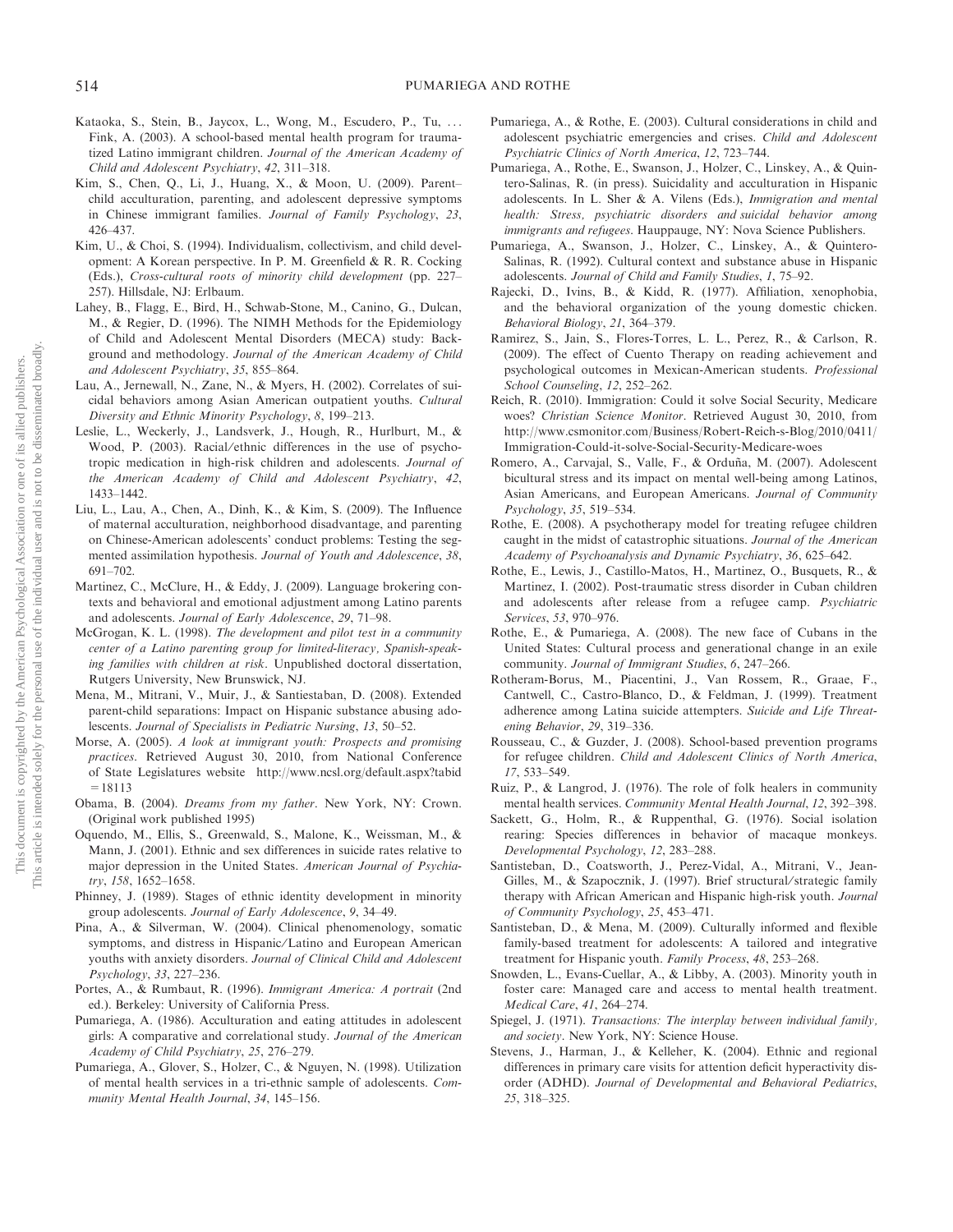Kataoka, S., Stein, B., Jaycox, L., Wong, M., Escudero, P., Tu, … Fink, A. (2003). A school-based mental health program for traumatized Latino immigrant children. *Journal of the American Academy of Child and Adolescent Psychiatry*, *42*, 311–318.

Kim, S., Chen, Q., Li, J., Huang, X., & Moon, U. (2009). Parent–child acculturation, parenting, and adolescent depressive symptoms in Chinese immigrant families. *Journal of Family Psychology*, *23*, 426–437.

Kim, U., & Choi, S. (1994). Individualism, collectivism, and child development: A Korean perspective. In P. M. Greenfield & R. R. Cocking (Eds.), *Cross-cultural roots of minority child development* (pp. 227–257). Hillsdale, NJ: Erlbaum.

Lahey, B., Flagg, E., Bird, H., Schwab-Stone, M., Canino, G., Dulcan, M., & Regier, D. (1996). The NIMH Methods for the Epidemiology of Child and Adolescent Mental Disorders (MECA) study: Background and methodology. *Journal of the American Academy of Child and Adolescent Psychiatry*, *35*, 855–864.

Lau, A., Jernewall, N., Zane, N., & Myers, H. (2002). Correlates of suicidal behaviors among Asian American outpatient youths. *Cultural Diversity and Ethnic Minority Psychology*, *8*, 199–213.

Leslie, L., Weckerly, J., Landsverk, J., Hough, R., Hurlburt, M., & Wood, P. (2003). Racial/ethnic differences in the use of psychotropic medication in high-risk children and adolescents. *Journal of the American Academy of Child and Adolescent Psychiatry*, *42*, 1433–1442.

Liu, L., Lau, A., Chen, A., Dinh, K., & Kim, S. (2009). The Influence of maternal acculturation, neighborhood disadvantage, and parenting on Chinese-American adolescents' conduct problems: Testing the segmented assimilation hypothesis. *Journal of Youth and Adolescence*, *38*, 691–702.

Martinez, C., McClure, H., & Eddy, J. (2009). Language brokering contexts and behavioral and emotional adjustment among Latino parents and adolescents. *Journal of Early Adolescence*, *29*, 71–98.

McGrogan, K. L. (1998). *The development and pilot test in a community center of a Latino parenting group for limited-literacy, Spanish-speaking families with children at risk*. Unpublished doctoral dissertation, Rutgers University, New Brunswick, NJ.

Mena, M., Mitrani, V., Muir, J., & Santiestaban, D. (2008). Extended parent-child separations: Impact on Hispanic substance abusing adolescents. *Journal of Specialists in Pediatric Nursing*, *13*, 50–52.

Morse, A. (2005). *A look at immigrant youth: Prospects and promising practices*. Retrieved August 30, 2010, from National Conference of State Legislatures website http://www.ncsl.org/default.aspx?tabid=18113

Obama, B. (2004). *Dreams from my father*. New York, NY: Crown. (Original work published 1995)

Oquendo, M., Ellis, S., Greenwald, S., Malone, K., Weissman, M., & Mann, J. (2001). Ethnic and sex differences in suicide rates relative to major depression in the United States. *American Journal of Psychiatry*, *158*, 1652–1658.

Phinney, J. (1989). Stages of ethnic identity development in minority group adolescents. *Journal of Early Adolescence*, *9*, 34–49.

Pina, A., & Silverman, W. (2004). Clinical phenomenology, somatic symptoms, and distress in Hispanic/Latino and European American youths with anxiety disorders. *Journal of Clinical Child and Adolescent Psychology*, *33*, 227–236.

Portes, A., & Rumbaut, R. (1996). *Immigrant America: A portrait* (2nd ed.). Berkeley: University of California Press.

Pumariega, A. (1986). Acculturation and eating attitudes in adolescent girls: A comparative and correlational study. *Journal of the American Academy of Child Psychiatry*, *25*, 276–279.

Pumariega, A., Glover, S., Holzer, C., & Nguyen, N. (1998). Utilization of mental health services in a tri-ethnic sample of adolescents. *Community Mental Health Journal*, *34*, 145–156.

Pumariega, A., & Rothe, E. (2003). Cultural considerations in child and adolescent psychiatric emergencies and crises. *Child and Adolescent Psychiatric Clinics of North America*, *12*, 723–744.

Pumariega, A., Rothe, E., Swanson, J., Holzer, C., Linskey, A., & Quintero-Salinas, R. (in press). Suicidality and acculturation in Hispanic adolescents. In L. Sher & A. Vilens (Eds.), *Immigration and mental health: Stress, psychiatric disorders and suicidal behavior among immigrants and refugees*. Hauppauge, NY: Nova Science Publishers.

Pumariega, A., Swanson, J., Holzer, C., Linskey, A., & Quintero-Salinas, R. (1992). Cultural context and substance abuse in Hispanic adolescents. *Journal of Child and Family Studies*, *1*, 75–92.

Rajecki, D., Ivins, B., & Kidd, R. (1977). Affiliation, xenophobia, and the behavioral organization of the young domestic chicken. *Behavioral Biology*, *21*, 364–379.

Ramirez, S., Jain, S., Flores-Torres, L. L., Perez, R., & Carlson, R. (2009). The effect of Cuento Therapy on reading achievement and psychological outcomes in Mexican-American students. *Professional School Counseling*, *12*, 252–262.

Reich, R. (2010). Immigration: Could it solve Social Security, Medicare woes? *Christian Science Monitor*. Retrieved August 30, 2010, from http://www.csmonitor.com/Business/Robert-Reich-s-Blog/2010/0411/Immigration-Could-it-solve-Social-Security-Medicare-woes

Romero, A., Carvajal, S., Valle, F., & Orduña, M. (2007). Adolescent bicultural stress and its impact on mental well-being among Latinos, Asian Americans, and European Americans. *Journal of Community Psychology*, *35*, 519–534.

Rothe, E. (2008). A psychotherapy model for treating refugee children caught in the midst of catastrophic situations. *Journal of the American Academy of Psychoanalysis and Dynamic Psychiatry*, *36*, 625–642.

Rothe, E., Lewis, J., Castillo-Matos, H., Martinez, O., Busquets, R., & Martinez, I. (2002). Post-traumatic stress disorder in Cuban children and adolescents after release from a refugee camp. *Psychiatric Services*, *53*, 970–976.

Rothe, E., & Pumariega, A. (2008). The new face of Cubans in the United States: Cultural process and generational change in an exile community. *Journal of Immigrant Studies*, *6*, 247–266.

Rotheram-Borus, M., Piacentini, J., Van Rossem, R., Graae, F., Cantwell, C., Castro-Blanco, D., & Feldman, J. (1999). Treatment adherence among Latina suicide attempters. *Suicide and Life Threatening Behavior*, *29*, 319–336.

Rousseau, C., & Guzder, J. (2008). School-based prevention programs for refugee children. *Child and Adolescent Clinics of North America*, *17*, 533–549.

Ruiz, P., & Langrod, J. (1976). The role of folk healers in community mental health services. *Community Mental Health Journal*, *12*, 392–398.

Sackett, G., Holm, R., & Ruppenthal, G. (1976). Social isolation rearing: Species differences in behavior of macaque monkeys. *Developmental Psychology*, *12*, 283–288.

Santisteban, D., Coatsworth, J., Perez-Vidal, A., Mitrani, V., Jean-Gilles, M., & Szapocznik, J. (1997). Brief structural/strategic family therapy with African American and Hispanic high-risk youth. *Journal of Community Psychology*, *25*, 453–471.

Santisteban, D., & Mena, M. (2009). Culturally informed and flexible family-based treatment for adolescents: A tailored and integrative treatment for Hispanic youth. *Family Process*, *48*, 253–268.

Snowden, L., Evans-Cuellar, A., & Libby, A. (2003). Minority youth in foster care: Managed care and access to mental health treatment. *Medical Care*, *41*, 264–274.

Spiegel, J. (1971). *Transactions: The interplay between individual family, and society*. New York, NY: Science House.

Stevens, J., Harman, J., & Kelleher, K. (2004). Ethnic and regional differences in primary care visits for attention deficit hyperactivity disorder (ADHD). *Journal of Developmental and Behavioral Pediatrics*, *25*, 318–325.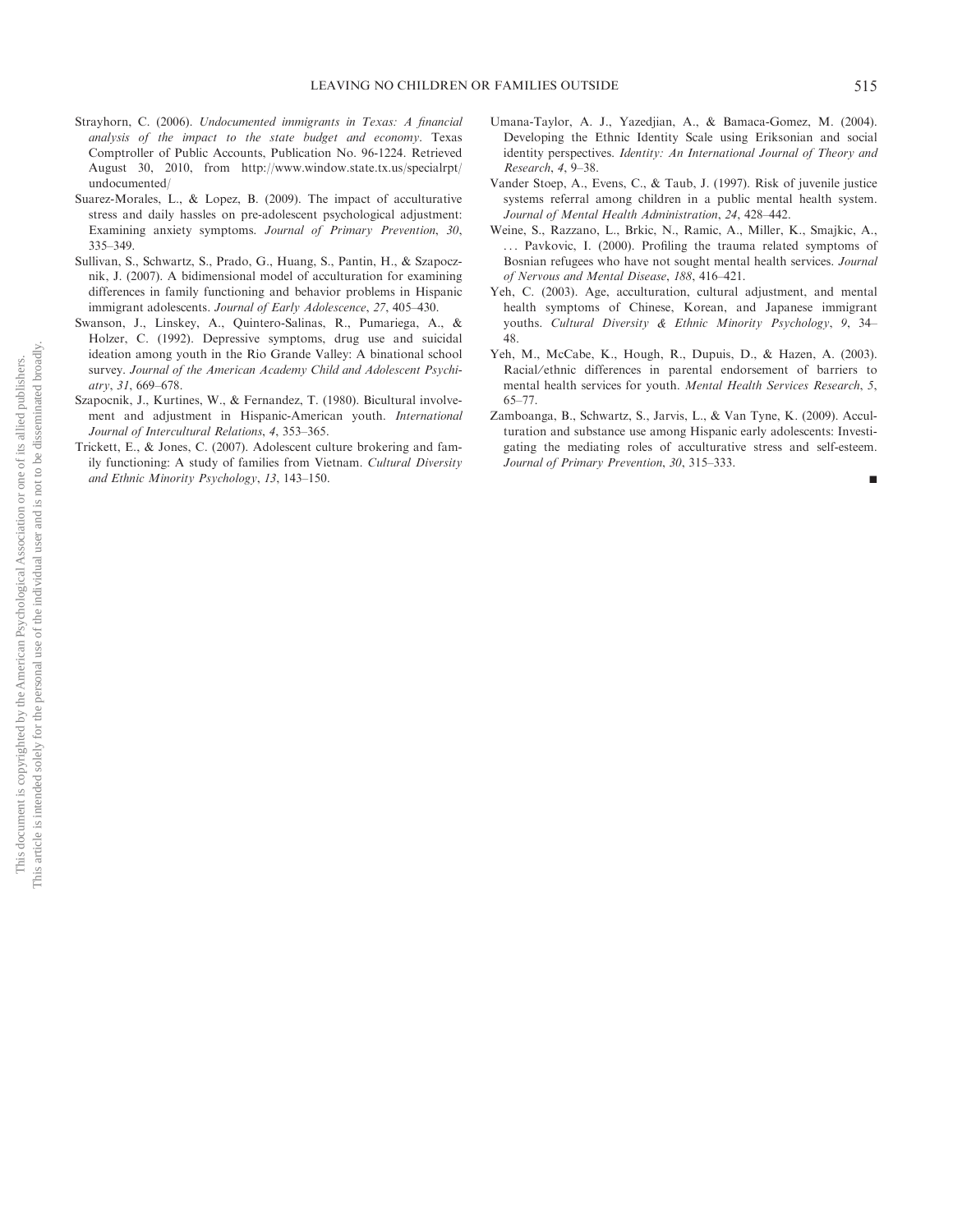Strayhorn, C. (2006). *Undocumented immigrants in Texas: A financial analysis of the impact to the state budget and economy*. Texas Comptroller of Public Accounts, Publication No. 96-1224. Retrieved August 30, 2010, from http://www.window.state.tx.us/specialrpt/undocumented/

Suarez-Morales, L., & Lopez, B. (2009). The impact of acculturative stress and daily hassles on pre-adolescent psychological adjustment: Examining anxiety symptoms. *Journal of Primary Prevention*, *30*, 335–349.

Sullivan, S., Schwartz, S., Prado, G., Huang, S., Pantin, H., & Szapocznik, J. (2007). A bidimensional model of acculturation for examining differences in family functioning and behavior problems in Hispanic immigrant adolescents. *Journal of Early Adolescence*, *27*, 405–430.

Swanson, J., Linskey, A., Quintero-Salinas, R., Pumariega, A., & Holzer, C. (1992). Depressive symptoms, drug use and suicidal ideation among youth in the Rio Grande Valley: A binational school survey. *Journal of the American Academy Child and Adolescent Psychiatry*, *31*, 669–678.

Szapocnik, J., Kurtines, W., & Fernandez, T. (1980). Bicultural involvement and adjustment in Hispanic-American youth. *International Journal of Intercultural Relations*, *4*, 353–365.

Trickett, E., & Jones, C. (2007). Adolescent culture brokering and family functioning: A study of families from Vietnam. *Cultural Diversity and Ethnic Minority Psychology*, *13*, 143–150.

Umana-Taylor, A. J., Yazedjian, A., & Bamaca-Gomez, M. (2004). Developing the Ethnic Identity Scale using Eriksonian and social identity perspectives. *Identity: An International Journal of Theory and Research*, *4*, 9–38.

Vander Stoep, A., Evens, C., & Taub, J. (1997). Risk of juvenile justice systems referral among children in a public mental health system. *Journal of Mental Health Administration*, *24*, 428–442.

Weine, S., Razzano, L., Brkic, N., Ramic, A., Miller, K., Smajkic, A., . . . Pavkovic, I. (2000). Profiling the trauma related symptoms of Bosnian refugees who have not sought mental health services. *Journal of Nervous and Mental Disease*, *188*, 416–421.

Yeh, C. (2003). Age, acculturation, cultural adjustment, and mental health symptoms of Chinese, Korean, and Japanese immigrant youths. *Cultural Diversity & Ethnic Minority Psychology*, *9*, 34–48.

Yeh, M., McCabe, K., Hough, R., Dupuis, D., & Hazen, A. (2003). Racial/ethnic differences in parental endorsement of barriers to mental health services for youth. *Mental Health Services Research*, *5*, 65–77.

Zamboanga, B., Schwartz, S., Jarvis, L., & Van Tyne, K. (2009). Acculturation and substance use among Hispanic early adolescents: Investigating the mediating roles of acculturative stress and self-esteem. *Journal of Primary Prevention*, *30*, 315–333.

■